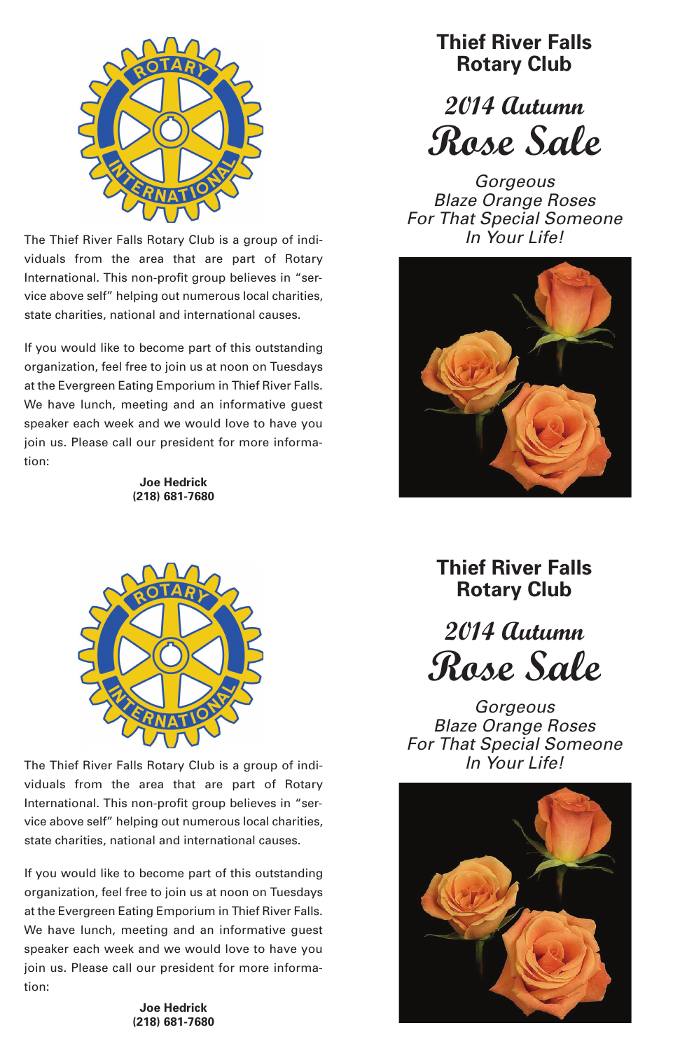The Thief River Falls Rotary Club is a group of individuals from the area that are part of Rotary International. This non-profit group believes in "service above self" helping out numerous local charities, state charities, national and international causes.

If you would like to become part of this outstanding organization, feel free to join us at noon on Tuesdays at the Evergreen Eating Emporium in Thief River Falls. We have lunch, meeting and an informative guest speaker each week and we would love to have you join us. Please call our president for more information:

**Joe Hedrick**
**(218) 681-7680**

# Thief River Falls Rotary Club

## 2014 Autumn Rose Sale

*Gorgeous*
*Blaze Orange Roses*
*For That Special Someone*
*In Your Life!*

The Thief River Falls Rotary Club is a group of individuals from the area that are part of Rotary International. This non-profit group believes in "service above self" helping out numerous local charities, state charities, national and international causes.

If you would like to become part of this outstanding organization, feel free to join us at noon on Tuesdays at the Evergreen Eating Emporium in Thief River Falls. We have lunch, meeting and an informative guest speaker each week and we would love to have you join us. Please call our president for more information:

**Joe Hedrick**
**(218) 681-7680**

# Thief River Falls Rotary Club

## 2014 Autumn Rose Sale

*Gorgeous*
*Blaze Orange Roses*
*For That Special Someone*
*In Your Life!*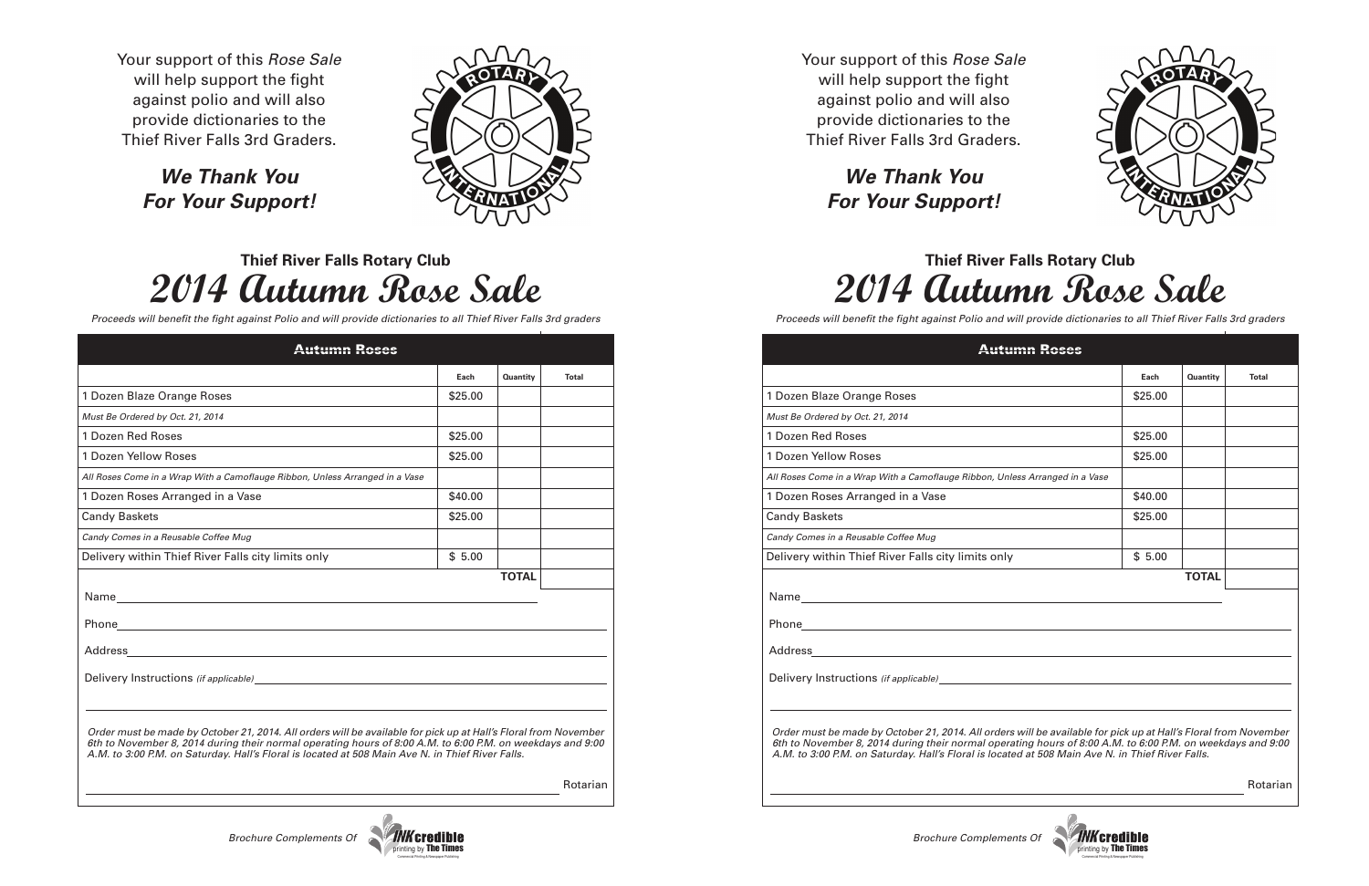Your support of this *Rose Sale* will help support the fight against polio and will also provide dictionaries to the Thief River Falls 3rd Graders.

***We Thank You For Your Support!***

### Thief River Falls Rotary Club

# 2014 Autumn Rose Sale

*Proceeds will benefit the fight against Polio and will provide dictionaries to all Thief River Falls 3rd graders*

| Autumn Roses | Each | Quantity | Total |
|---|---|---|---|
| 1 Dozen Blaze Orange Roses | $25.00 | | |
| *Must Be Ordered by Oct. 21, 2014* | | | |
| 1 Dozen Red Roses | $25.00 | | |
| 1 Dozen Yellow Roses | $25.00 | | |
| *All Roses Come in a Wrap With a Camoflauge Ribbon, Unless Arranged in a Vase* | | | |
| 1 Dozen Roses Arranged in a Vase | $40.00 | | |
| Candy Baskets | $25.00 | | |
| *Candy Comes in a Reusable Coffee Mug* | | | |
| Delivery within Thief River Falls city limits only | $ 5.00 | | |
| | | **TOTAL** | |

Name\_\_\_\_\_\_\_\_\_\_\_\_\_\_\_\_\_\_\_\_\_\_\_\_\_\_\_\_\_\_\_\_\_\_\_\_\_\_\_\_

Phone\_\_\_\_\_\_\_\_\_\_\_\_\_\_\_\_\_\_\_\_\_\_\_\_\_\_\_\_\_\_\_\_\_\_\_\_\_\_\_\_

Address\_\_\_\_\_\_\_\_\_\_\_\_\_\_\_\_\_\_\_\_\_\_\_\_\_\_\_\_\_\_\_\_\_\_\_\_\_\_\_\_

Delivery Instructions *(if applicable)*\_\_\_\_\_\_\_\_\_\_\_\_\_\_\_\_\_\_\_\_\_\_\_\_\_\_\_\_\_\_\_\_

*Order must be made by October 21, 2014. All orders will be available for pick up at Hall's Floral from November 6th to November 8, 2014 during their normal operating hours of 8:00 A.M. to 6:00 P.M. on weekdays and 9:00 A.M. to 3:00 P.M. on Saturday. Hall's Floral is located at 508 Main Ave N. in Thief River Falls.*

\_\_\_\_\_\_\_\_\_\_\_\_\_\_\_\_\_\_\_\_\_\_\_\_\_\_\_\_\_\_\_\_\_\_\_\_\_\_\_\_ Rotarian

*Brochure Complements Of* INKcredible printing by The Times

Your support of this *Rose Sale* will help support the fight against polio and will also provide dictionaries to the Thief River Falls 3rd Graders.

***We Thank You For Your Support!***

### Thief River Falls Rotary Club

# 2014 Autumn Rose Sale

*Proceeds will benefit the fight against Polio and will provide dictionaries to all Thief River Falls 3rd graders*

| Autumn Roses | Each | Quantity | Total |
|---|---|---|---|
| 1 Dozen Blaze Orange Roses | $25.00 | | |
| *Must Be Ordered by Oct. 21, 2014* | | | |
| 1 Dozen Red Roses | $25.00 | | |
| 1 Dozen Yellow Roses | $25.00 | | |
| *All Roses Come in a Wrap With a Camoflauge Ribbon, Unless Arranged in a Vase* | | | |
| 1 Dozen Roses Arranged in a Vase | $40.00 | | |
| Candy Baskets | $25.00 | | |
| *Candy Comes in a Reusable Coffee Mug* | | | |
| Delivery within Thief River Falls city limits only | $ 5.00 | | |
| | | **TOTAL** | |

Name\_\_\_\_\_\_\_\_\_\_\_\_\_\_\_\_\_\_\_\_\_\_\_\_\_\_\_\_\_\_\_\_\_\_\_\_\_\_\_\_

Phone\_\_\_\_\_\_\_\_\_\_\_\_\_\_\_\_\_\_\_\_\_\_\_\_\_\_\_\_\_\_\_\_\_\_\_\_\_\_\_\_

Address\_\_\_\_\_\_\_\_\_\_\_\_\_\_\_\_\_\_\_\_\_\_\_\_\_\_\_\_\_\_\_\_\_\_\_\_\_\_\_\_

Delivery Instructions *(if applicable)*\_\_\_\_\_\_\_\_\_\_\_\_\_\_\_\_\_\_\_\_\_\_\_\_\_\_\_\_\_\_\_\_

*Order must be made by October 21, 2014. All orders will be available for pick up at Hall's Floral from November 6th to November 8, 2014 during their normal operating hours of 8:00 A.M. to 6:00 P.M. on weekdays and 9:00 A.M. to 3:00 P.M. on Saturday. Hall's Floral is located at 508 Main Ave N. in Thief River Falls.*

\_\_\_\_\_\_\_\_\_\_\_\_\_\_\_\_\_\_\_\_\_\_\_\_\_\_\_\_\_\_\_\_\_\_\_\_\_\_\_\_ Rotarian

*Brochure Complements Of* INKcredible printing by The Times